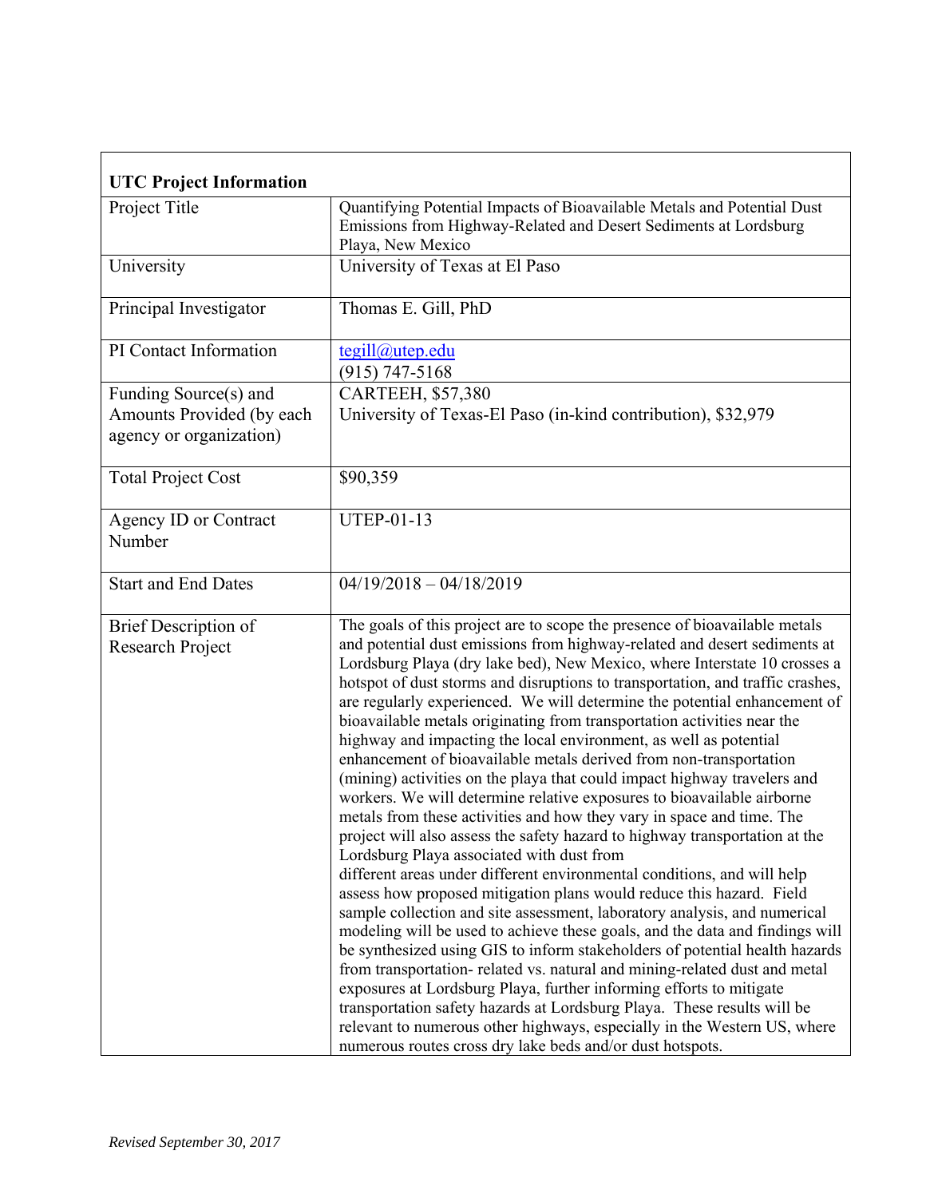| **UTC Project Information** | |
|---|---|
| Project Title | Quantifying Potential Impacts of Bioavailable Metals and Potential Dust Emissions from Highway-Related and Desert Sediments at Lordsburg Playa, New Mexico |
| University | University of Texas at El Paso |
| Principal Investigator | Thomas E. Gill, PhD |
| PI Contact Information | tegill@utep.edu<br>(915) 747-5168 |
| Funding Source(s) and Amounts Provided (by each agency or organization) | CARTEEH, $57,380<br>University of Texas-El Paso (in-kind contribution), $32,979 |
| Total Project Cost | $90,359 |
| Agency ID or Contract Number | UTEP-01-13 |
| Start and End Dates | 04/19/2018 – 04/18/2019 |
| Brief Description of Research Project | The goals of this project are to scope the presence of bioavailable metals and potential dust emissions from highway-related and desert sediments at Lordsburg Playa (dry lake bed), New Mexico, where Interstate 10 crosses a hotspot of dust storms and disruptions to transportation, and traffic crashes, are regularly experienced. We will determine the potential enhancement of bioavailable metals originating from transportation activities near the highway and impacting the local environment, as well as potential enhancement of bioavailable metals derived from non-transportation (mining) activities on the playa that could impact highway travelers and workers. We will determine relative exposures to bioavailable airborne metals from these activities and how they vary in space and time. The project will also assess the safety hazard to highway transportation at the Lordsburg Playa associated with dust from different areas under different environmental conditions, and will help assess how proposed mitigation plans would reduce this hazard. Field sample collection and site assessment, laboratory analysis, and numerical modeling will be used to achieve these goals, and the data and findings will be synthesized using GIS to inform stakeholders of potential health hazards from transportation- related vs. natural and mining-related dust and metal exposures at Lordsburg Playa, further informing efforts to mitigate transportation safety hazards at Lordsburg Playa. These results will be relevant to numerous other highways, especially in the Western US, where numerous routes cross dry lake beds and/or dust hotspots. |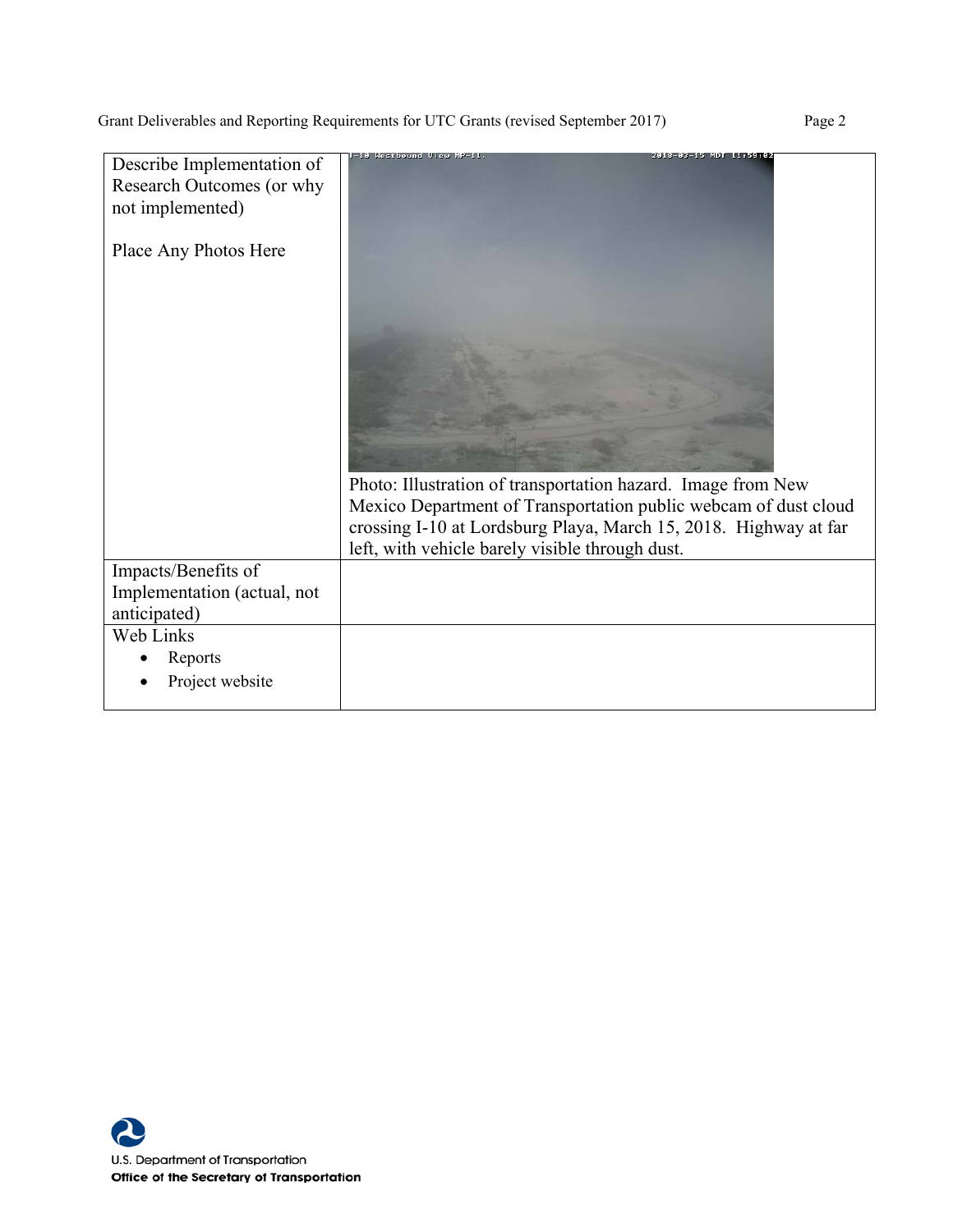| | |
|---|---|
| Describe Implementation of Research Outcomes (or why not implemented)<br><br>Place Any Photos Here | Photo: Illustration of transportation hazard. Image from New Mexico Department of Transportation public webcam of dust cloud crossing I-10 at Lordsburg Playa, March 15, 2018. Highway at far left, with vehicle barely visible through dust. |
| Impacts/Benefits of Implementation (actual, not anticipated) | |
| Web Links<br>• Reports<br>• Project website | |